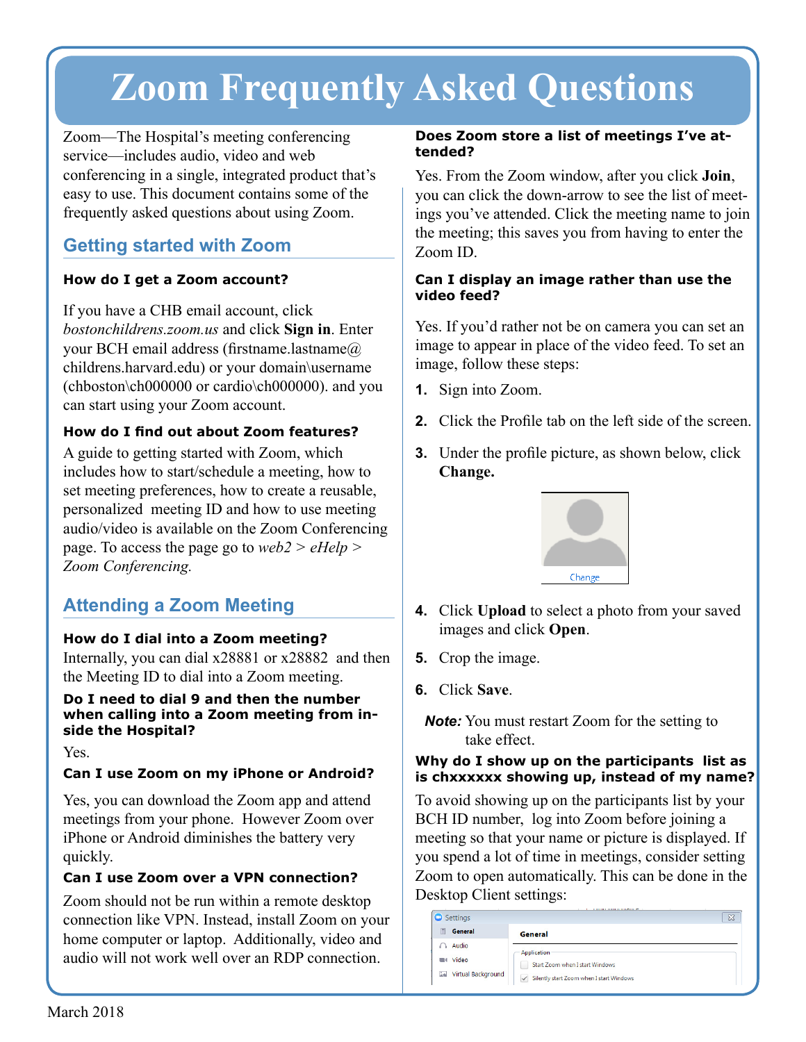# Zoom Frequently Asked Questions

Zoom—The Hospital's meeting conferencing service—includes audio, video and web conferencing in a single, integrated product that's easy to use. This document contains some of the frequently asked questions about using Zoom.

## Getting started with Zoom

### How do I get a Zoom account?

If you have a CHB email account, click *bostonchildrens.zoom.us* and click **Sign in**. Enter your BCH email address (firstname.lastname@childrens.harvard.edu) or your domain\username (chboston\ch000000 or cardio\ch000000). and you can start using your Zoom account.

### How do I find out about Zoom features?

A guide to getting started with Zoom, which includes how to start/schedule a meeting, how to set meeting preferences, how to create a reusable, personalized meeting ID and how to use meeting audio/video is available on the Zoom Conferencing page. To access the page go to *web2 > eHelp > Zoom Conferencing.*

## Attending a Zoom Meeting

### How do I dial into a Zoom meeting?

Internally, you can dial x28881 or x28882 and then the Meeting ID to dial into a Zoom meeting.

### Do I need to dial 9 and then the number when calling into a Zoom meeting from inside the Hospital?

Yes.

### Can I use Zoom on my iPhone or Android?

Yes, you can download the Zoom app and attend meetings from your phone. However Zoom over iPhone or Android diminishes the battery very quickly.

### Can I use Zoom over a VPN connection?

Zoom should not be run within a remote desktop connection like VPN. Instead, install Zoom on your home computer or laptop. Additionally, video and audio will not work well over an RDP connection.

### Does Zoom store a list of meetings I've attended?

Yes. From the Zoom window, after you click **Join**, you can click the down-arrow to see the list of meetings you've attended. Click the meeting name to join the meeting; this saves you from having to enter the Zoom ID.

### Can I display an image rather than use the video feed?

Yes. If you'd rather not be on camera you can set an image to appear in place of the video feed. To set an image, follow these steps:

1. Sign into Zoom.
2. Click the Profile tab on the left side of the screen.
3. Under the profile picture, as shown below, click **Change.**
4. Click **Upload** to select a photo from your saved images and click **Open**.
5. Crop the image.
6. Click **Save**.

***Note:*** You must restart Zoom for the setting to take effect.

### Why do I show up on the participants list as is chxxxxxx showing up, instead of my name?

To avoid showing up on the participants list by your BCH ID number, log into Zoom before joining a meeting so that your name or picture is displayed. If you spend a lot of time in meetings, consider setting Zoom to open automatically. This can be done in the Desktop Client settings: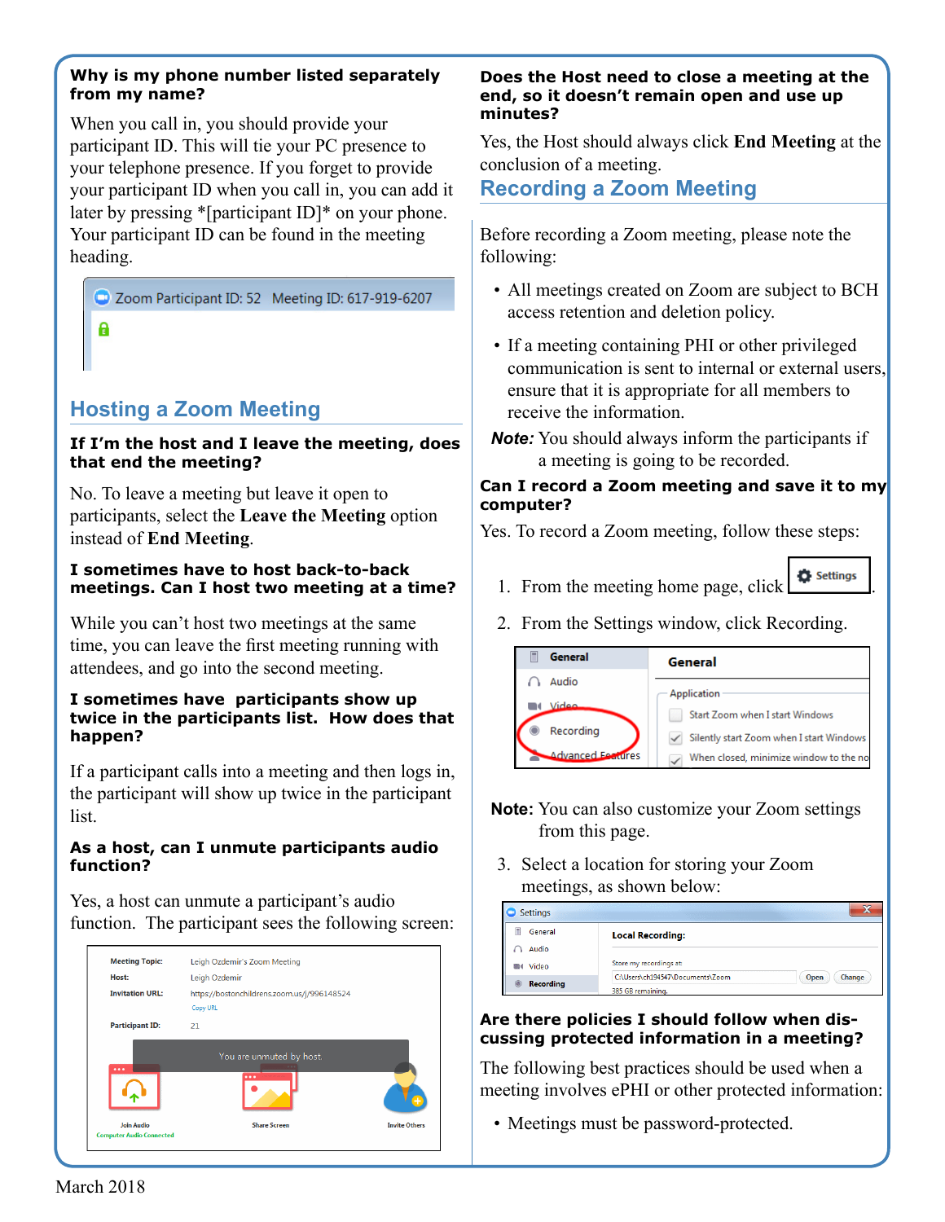**Why is my phone number listed separately from my name?**

When you call in, you should provide your participant ID. This will tie your PC presence to your telephone presence. If you forget to provide your participant ID when you call in, you can add it later by pressing *[participant ID]* on your phone. Your participant ID can be found in the meeting heading.

## Hosting a Zoom Meeting

**If I'm the host and I leave the meeting, does that end the meeting?**

No. To leave a meeting but leave it open to participants, select the **Leave the Meeting** option instead of **End Meeting**.

**I sometimes have to host back-to-back meetings. Can I host two meeting at a time?**

While you can't host two meetings at the same time, you can leave the first meeting running with attendees, and go into the second meeting.

**I sometimes have participants show up twice in the participants list. How does that happen?**

If a participant calls into a meeting and then logs in, the participant will show up twice in the participant list.

**As a host, can I unmute participants audio function?**

Yes, a host can unmute a participant's audio function. The participant sees the following screen:

**Does the Host need to close a meeting at the end, so it doesn't remain open and use up minutes?**

Yes, the Host should always click **End Meeting** at the conclusion of a meeting.

## Recording a Zoom Meeting

Before recording a Zoom meeting, please note the following:

- All meetings created on Zoom are subject to BCH access retention and deletion policy.
- If a meeting containing PHI or other privileged communication is sent to internal or external users, ensure that it is appropriate for all members to receive the information.

***Note:*** You should always inform the participants if a meeting is going to be recorded.

**Can I record a Zoom meeting and save it to my computer?**

Yes. To record a Zoom meeting, follow these steps:

1. From the meeting home page, click Settings.
2. From the Settings window, click Recording.

**Note:** You can also customize your Zoom settings from this page.

3. Select a location for storing your Zoom meetings, as shown below:

**Are there policies I should follow when discussing protected information in a meeting?**

The following best practices should be used when a meeting involves ePHI or other protected information:

- Meetings must be password-protected.

March 2018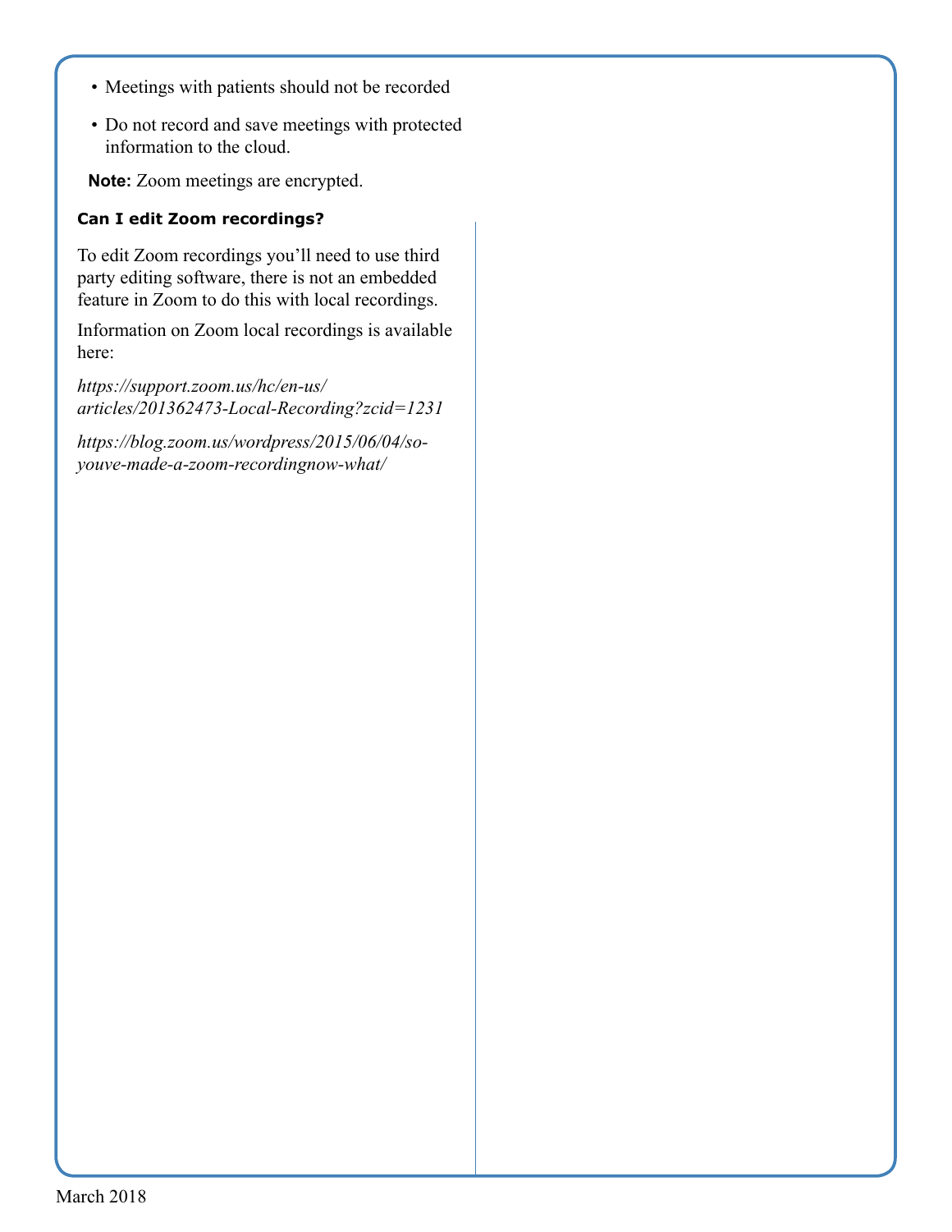- Meetings with patients should not be recorded
- Do not record and save meetings with protected information to the cloud.

**Note:** Zoom meetings are encrypted.

### Can I edit Zoom recordings?

To edit Zoom recordings you'll need to use third party editing software, there is not an embedded feature in Zoom to do this with local recordings.

Information on Zoom local recordings is available here:

*https://support.zoom.us/hc/en-us/articles/201362473-Local-Recording?zcid=1231*

*https://blog.zoom.us/wordpress/2015/06/04/so-youve-made-a-zoom-recordingnow-what/*

March 2018